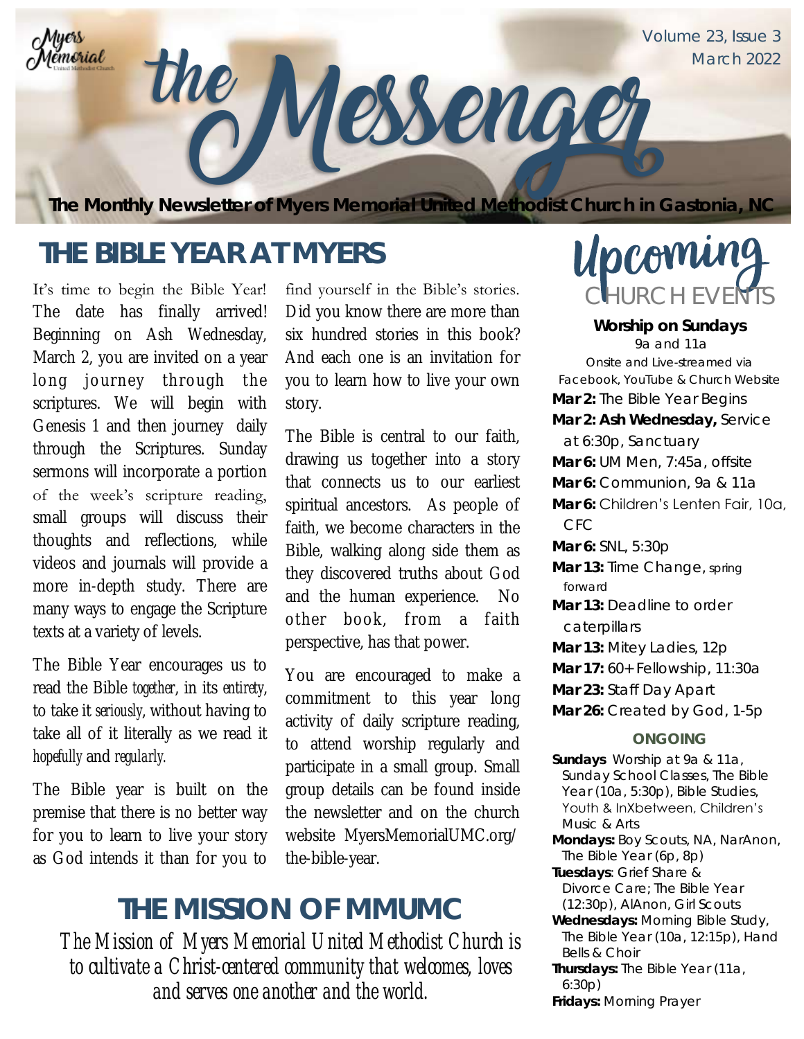# the Messenger

Volume 23, Issue 3
March 2022

**The Monthly Newsletter of Myers Memorial United Methodist Church in Gastonia, NC**

## THE BIBLE YEAR AT MYERS

It's time to begin the Bible Year! The date has finally arrived! Beginning on Ash Wednesday, March 2, you are invited on a year long journey through the scriptures. We will begin with Genesis 1 and then journey daily through the Scriptures. Sunday sermons will incorporate a portion of the week's scripture reading, small groups will discuss their thoughts and reflections, while videos and journals will provide a more in-depth study. There are many ways to engage the Scripture texts at a variety of levels.

The Bible Year encourages us to read the Bible *together*, in its *entirety*, to take it *seriously*, without having to take all of it literally as we read it *hopefully* and *regularly*.

The Bible year is built on the premise that there is no better way for you to learn to live your story as God intends it than for you to find yourself in the Bible's stories. Did you know there are more than six hundred stories in this book? And each one is an invitation for you to learn how to live your own story.

The Bible is central to our faith, drawing us together into a story that connects us to our earliest spiritual ancestors. As people of faith, we become characters in the Bible, walking along side them as they discovered truths about God and the human experience. No other book, from a faith perspective, has that power.

You are encouraged to make a commitment to this year long activity of daily scripture reading, to attend worship regularly and participate in a small group. Small group details can be found inside the newsletter and on the church website MyersMemorialUMC.org/the-bible-year.

## THE MISSION OF MMUMC

*The Mission of Myers Memorial United Methodist Church is to cultivate a Christ-centered community that welcomes, loves and serves one another and the world.*

## Upcoming CHURCH EVENTS

**Worship on Sundays**
9a and 11a
Onsite and Live-streamed via Facebook, YouTube & Church Website

**Mar 2:** The Bible Year Begins
**Mar 2: Ash Wednesday,** Service at 6:30p, Sanctuary
**Mar 6:** UM Men, 7:45a, offsite
**Mar 6:** Communion, 9a & 11a
**Mar 6:** Children's Lenten Fair, 10a, CFC
**Mar 6:** SNL, 5:30p
**Mar 13:** Time Change, spring forward
**Mar 13:** Deadline to order caterpillars
**Mar 13:** Mitey Ladies, 12p
**Mar 17:** 60+ Fellowship, 11:30a
**Mar 23:** Staff Day Apart
**Mar 26:** Created by God, 1-5p

### ONGOING

**Sundays** Worship at 9a & 11a, Sunday School Classes, The Bible Year (10a, 5:30p), Bible Studies, Youth & InXbetween, Children's Music & Arts
**Mondays:** Boy Scouts, NA, NarAnon, The Bible Year (6p, 8p)
**Tuesdays**: Grief Share & Divorce Care; The Bible Year (12:30p), AlAnon, Girl Scouts
**Wednesdays:** Morning Bible Study, The Bible Year (10a, 12:15p), Hand Bells & Choir
**Thursdays:** The Bible Year (11a, 6:30p)
**Fridays:** Morning Prayer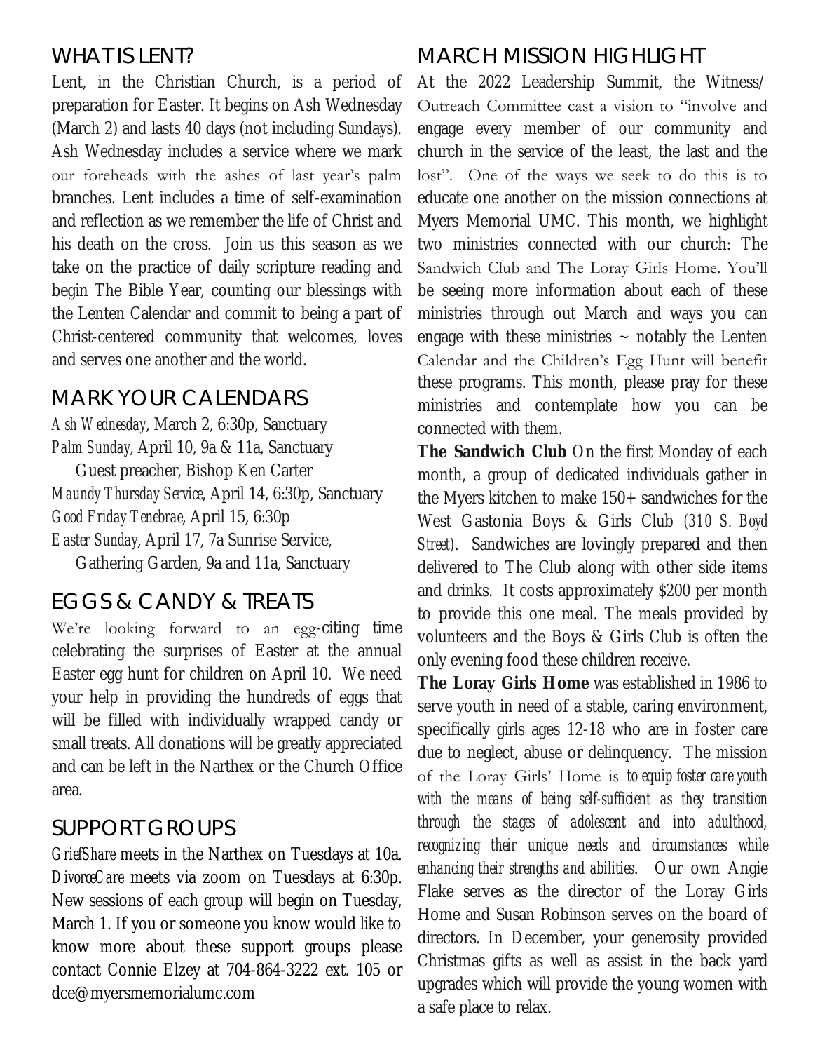## WHAT IS LENT?

Lent, in the Christian Church, is a period of preparation for Easter. It begins on Ash Wednesday (March 2) and lasts 40 days (not including Sundays). Ash Wednesday includes a service where we mark our foreheads with the ashes of last year's palm branches. Lent includes a time of self-examination and reflection as we remember the life of Christ and his death on the cross. Join us this season as we take on the practice of daily scripture reading and begin The Bible Year, counting our blessings with the Lenten Calendar and commit to being a part of Christ-centered community that welcomes, loves and serves one another and the world.

## MARK YOUR CALENDARS

*Ash Wednesday*, March 2, 6:30p, Sanctuary
*Palm Sunday*, April 10, 9a & 11a, Sanctuary
Guest preacher, Bishop Ken Carter
*Maundy Thursday Service*, April 14, 6:30p, Sanctuary
*Good Friday Tenebrae*, April 15, 6:30p
*Easter Sunday*, April 17, 7a Sunrise Service,
Gathering Garden, 9a and 11a, Sanctuary

## EGGS & CANDY & TREATS

We're looking forward to an egg-citing time celebrating the surprises of Easter at the annual Easter egg hunt for children on April 10. We need your help in providing the hundreds of eggs that will be filled with individually wrapped candy or small treats. All donations will be greatly appreciated and can be left in the Narthex or the Church Office area.

## SUPPORT GROUPS

*GriefShare* meets in the Narthex on Tuesdays at 10a. *DivorceCare* meets via zoom on Tuesdays at 6:30p. New sessions of each group will begin on Tuesday, March 1. If you or someone you know would like to know more about these support groups please contact Connie Elzey at 704-864-3222 ext. 105 or dce@myersmemorialumc.com

## MARCH MISSION HIGHLIGHT

At the 2022 Leadership Summit, the Witness/ Outreach Committee cast a vision to "involve and engage every member of our community and church in the service of the least, the last and the lost". One of the ways we seek to do this is to educate one another on the mission connections at Myers Memorial UMC. This month, we highlight two ministries connected with our church: The Sandwich Club and The Loray Girls Home. You'll be seeing more information about each of these ministries through out March and ways you can engage with these ministries ~ notably the Lenten Calendar and the Children's Egg Hunt will benefit these programs. This month, please pray for these ministries and contemplate how you can be connected with them.

**The Sandwich Club** On the first Monday of each month, a group of dedicated individuals gather in the Myers kitchen to make 150+ sandwiches for the West Gastonia Boys & Girls Club *(310 S. Boyd Street)*. Sandwiches are lovingly prepared and then delivered to The Club along with other side items and drinks. It costs approximately $200 per month to provide this one meal. The meals provided by volunteers and the Boys & Girls Club is often the only evening food these children receive.

**The Loray Girls Home** was established in 1986 to serve youth in need of a stable, caring environment, specifically girls ages 12-18 who are in foster care due to neglect, abuse or delinquency. The mission of the Loray Girls' Home is *to equip foster care youth with the means of being self-sufficient as they transition through the stages of adolescent and into adulthood, recognizing their unique needs and circumstances while enhancing their strengths and abilities*. Our own Angie Flake serves as the director of the Loray Girls Home and Susan Robinson serves on the board of directors. In December, your generosity provided Christmas gifts as well as assist in the back yard upgrades which will provide the young women with a safe place to relax.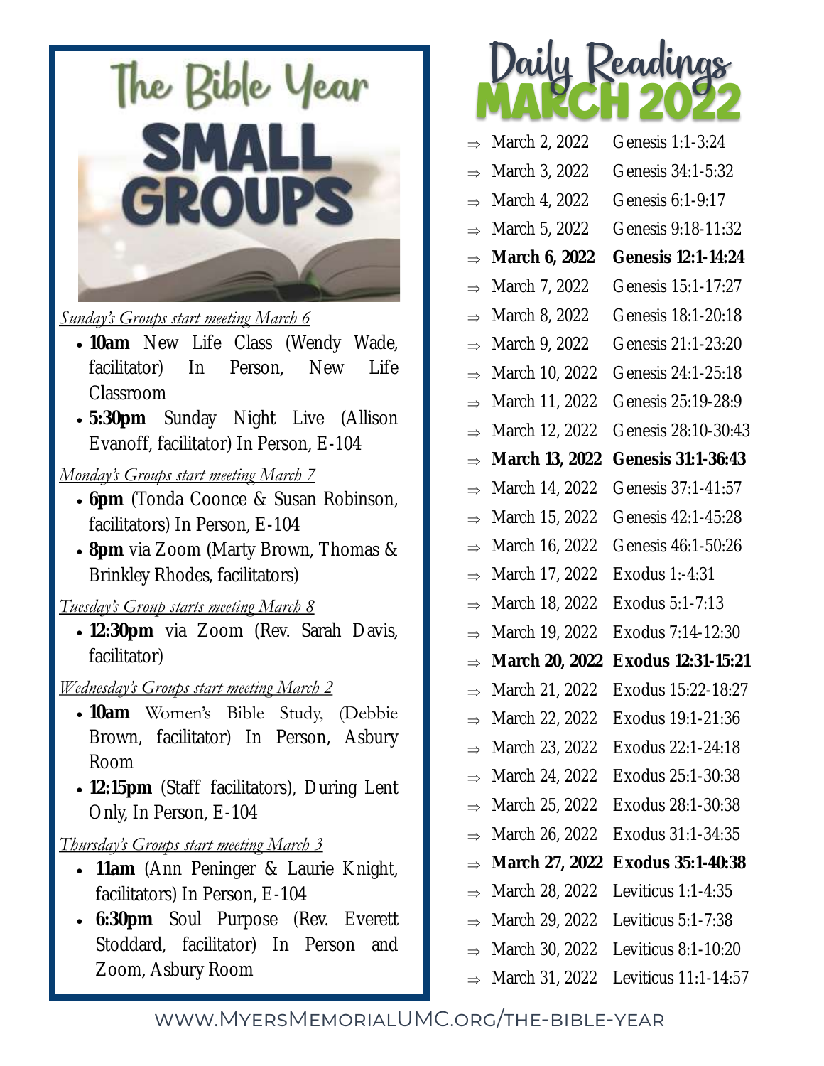# The Bible Year SMALL GROUPS

<u>*Sunday's Groups start meeting March 6*</u>

- **10am** New Life Class (Wendy Wade, facilitator) In Person, New Life Classroom
- **5:30pm** Sunday Night Live (Allison Evanoff, facilitator) In Person, E-104

<u>*Monday's Groups start meeting March 7*</u>

- **6pm** (Tonda Coonce & Susan Robinson, facilitators) In Person, E-104
- **8pm** via Zoom (Marty Brown, Thomas & Brinkley Rhodes, facilitators)

<u>*Tuesday's Group starts meeting March 8*</u>

- **12:30pm** via Zoom (Rev. Sarah Davis, facilitator)

<u>*Wednesday's Groups start meeting March 2*</u>

- **10am** Women's Bible Study, (Debbie Brown, facilitator) In Person, Asbury Room
- **12:15pm** (Staff facilitators), During Lent Only, In Person, E-104

<u>*Thursday's Groups start meeting March 3*</u>

- **11am** (Ann Peninger & Laurie Knight, facilitators) In Person, E-104
- **6:30pm** Soul Purpose (Rev. Everett Stoddard, facilitator) In Person and Zoom, Asbury Room

# Daily Readings MARCH 2022

- ⇒ March 2, 2022 Genesis 1:1-3:24
- ⇒ March 3, 2022 Genesis 34:1-5:32
- ⇒ March 4, 2022 Genesis 6:1-9:17
- ⇒ March 5, 2022 Genesis 9:18-11:32
- ⇒ **March 6, 2022 Genesis 12:1-14:24**
- ⇒ March 7, 2022 Genesis 15:1-17:27
- ⇒ March 8, 2022 Genesis 18:1-20:18
- ⇒ March 9, 2022 Genesis 21:1-23:20
- ⇒ March 10, 2022 Genesis 24:1-25:18
- ⇒ March 11, 2022 Genesis 25:19-28:9
- ⇒ March 12, 2022 Genesis 28:10-30:43
- ⇒ **March 13, 2022 Genesis 31:1-36:43**
- ⇒ March 14, 2022 Genesis 37:1-41:57
- ⇒ March 15, 2022 Genesis 42:1-45:28
- ⇒ March 16, 2022 Genesis 46:1-50:26
- ⇒ March 17, 2022 Exodus 1:-4:31
- ⇒ March 18, 2022 Exodus 5:1-7:13
- ⇒ March 19, 2022 Exodus 7:14-12:30
- ⇒ **March 20, 2022 Exodus 12:31-15:21**
- ⇒ March 21, 2022 Exodus 15:22-18:27
- ⇒ March 22, 2022 Exodus 19:1-21:36
- ⇒ March 23, 2022 Exodus 22:1-24:18
- ⇒ March 24, 2022 Exodus 25:1-30:38
- ⇒ March 25, 2022 Exodus 28:1-30:38
- ⇒ March 26, 2022 Exodus 31:1-34:35
- ⇒ **March 27, 2022 Exodus 35:1-40:38**
- ⇒ March 28, 2022 Leviticus 1:1-4:35
- ⇒ March 29, 2022 Leviticus 5:1-7:38
- ⇒ March 30, 2022 Leviticus 8:1-10:20
- ⇒ March 31, 2022 Leviticus 11:1-14:57

www.MyersMemorialUMC.org/the-bible-year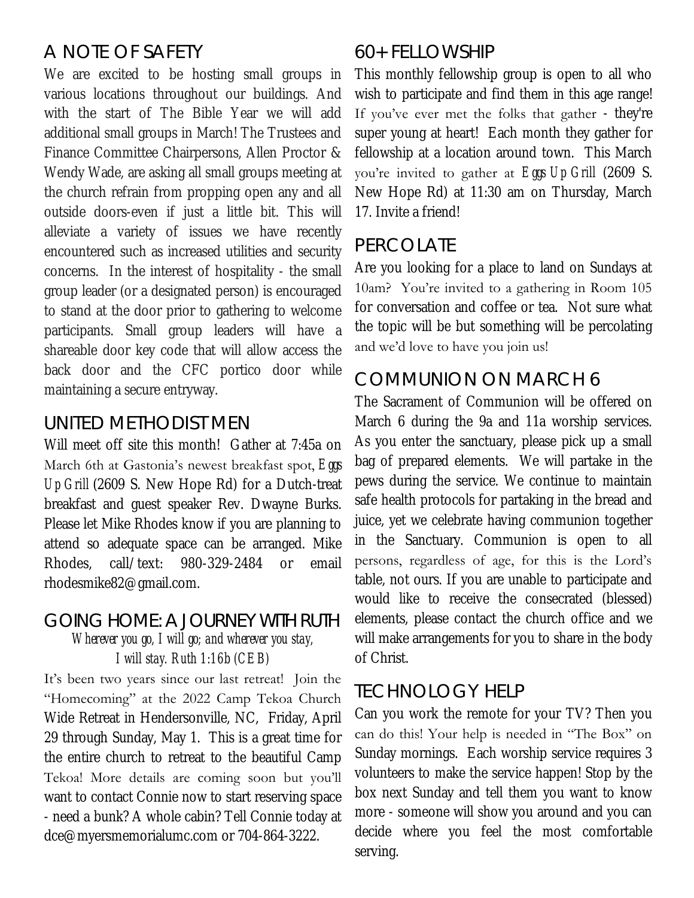## A NOTE OF SAFETY

We are excited to be hosting small groups in various locations throughout our buildings. And with the start of The Bible Year we will add additional small groups in March! The Trustees and Finance Committee Chairpersons, Allen Proctor & Wendy Wade, are asking all small groups meeting at the church refrain from propping open any and all outside doors-even if just a little bit. This will alleviate a variety of issues we have recently encountered such as increased utilities and security concerns. In the interest of hospitality - the small group leader (or a designated person) is encouraged to stand at the door prior to gathering to welcome participants. Small group leaders will have a shareable door key code that will allow access the back door and the CFC portico door while maintaining a secure entryway.

## UNITED METHODIST MEN

Will meet off site this month! Gather at 7:45a on March 6th at Gastonia's newest breakfast spot, *Eggs Up Grill* (2609 S. New Hope Rd) for a Dutch-treat breakfast and guest speaker Rev. Dwayne Burks. Please let Mike Rhodes know if you are planning to attend so adequate space can be arranged. Mike Rhodes, call/text: 980-329-2484 or email rhodesmike82@gmail.com.

## GOING HOME: A JOURNEY WITH RUTH

*Wherever you go, I will go; and wherever you stay, I will stay. Ruth 1:16b (CEB)*

It's been two years since our last retreat! Join the "Homecoming" at the 2022 Camp Tekoa Church Wide Retreat in Hendersonville, NC, Friday, April 29 through Sunday, May 1. This is a great time for the entire church to retreat to the beautiful Camp Tekoa! More details are coming soon but you'll want to contact Connie now to start reserving space - need a bunk? A whole cabin? Tell Connie today at dce@myersmemorialumc.com or 704-864-3222.

## 60+ FELLOWSHIP

This monthly fellowship group is open to all who wish to participate and find them in this age range! If you've ever met the folks that gather - they're super young at heart! Each month they gather for fellowship at a location around town. This March you're invited to gather at *Eggs Up Grill* (2609 S. New Hope Rd) at 11:30 am on Thursday, March 17. Invite a friend!

## PERCOLATE

Are you looking for a place to land on Sundays at 10am? You're invited to a gathering in Room 105 for conversation and coffee or tea. Not sure what the topic will be but something will be percolating and we'd love to have you join us!

## COMMUNION ON MARCH 6

The Sacrament of Communion will be offered on March 6 during the 9a and 11a worship services. As you enter the sanctuary, please pick up a small bag of prepared elements. We will partake in the pews during the service. We continue to maintain safe health protocols for partaking in the bread and juice, yet we celebrate having communion together in the Sanctuary. Communion is open to all persons, regardless of age, for this is the Lord's table, not ours. If you are unable to participate and would like to receive the consecrated (blessed) elements, please contact the church office and we will make arrangements for you to share in the body of Christ.

## TECHNOLOGY HELP

Can you work the remote for your TV? Then you can do this! Your help is needed in "The Box" on Sunday mornings. Each worship service requires 3 volunteers to make the service happen! Stop by the box next Sunday and tell them you want to know more - someone will show you around and you can decide where you feel the most comfortable serving.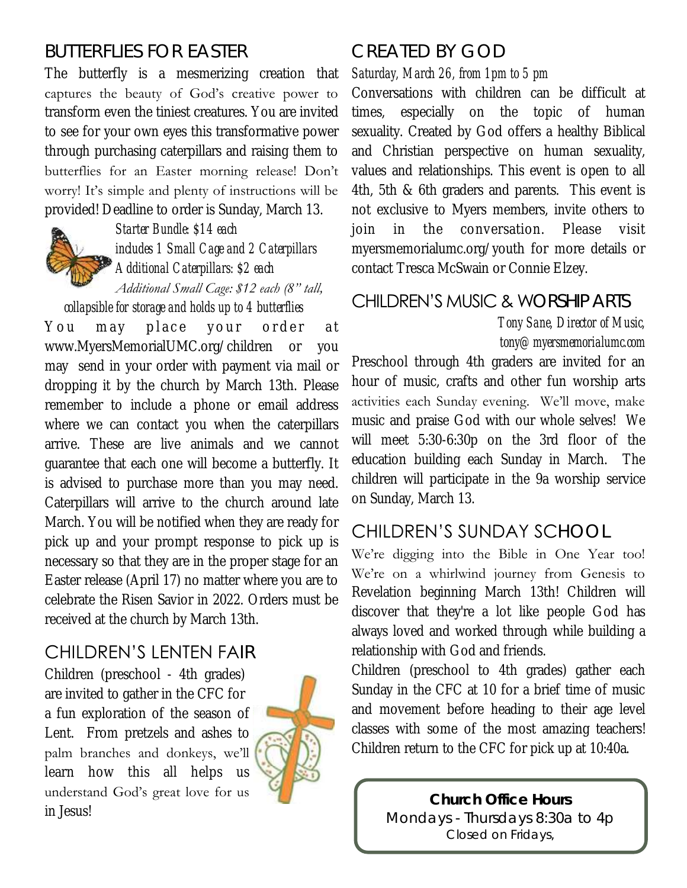## BUTTERFLIES FOR EASTER

The butterfly is a mesmerizing creation that captures the beauty of God's creative power to transform even the tiniest creatures. You are invited to see for your own eyes this transformative power through purchasing caterpillars and raising them to butterflies for an Easter morning release! Don't worry! It's simple and plenty of instructions will be provided! Deadline to order is Sunday, March 13.

*Starter Bundle: $14 each*
*includes 1 Small Cage and 2 Caterpillars*
*Additional Caterpillars: $2 each*
*Additional Small Cage: $12 each (8" tall, collapsible for storage and holds up to 4 butterflies*

You may place your order at www.MyersMemorialUMC.org/children or you may send in your order with payment via mail or dropping it by the church by March 13th. Please remember to include a phone or email address where we can contact you when the caterpillars arrive. These are live animals and we cannot guarantee that each one will become a butterfly. It is advised to purchase more than you may need. Caterpillars will arrive to the church around late March. You will be notified when they are ready for pick up and your prompt response to pick up is necessary so that they are in the proper stage for an Easter release (April 17) no matter where you are to celebrate the Risen Savior in 2022. Orders must be received at the church by March 13th.

## CHILDREN'S LENTEN FAIR

Children (preschool - 4th grades) are invited to gather in the CFC for a fun exploration of the season of Lent. From pretzels and ashes to palm branches and donkeys, we'll learn how this all helps us understand God's great love for us in Jesus!

## CREATED BY GOD

*Saturday, March 26, from 1pm to 5 pm*

Conversations with children can be difficult at times, especially on the topic of human sexuality. Created by God offers a healthy Biblical and Christian perspective on human sexuality, values and relationships. This event is open to all 4th, 5th & 6th graders and parents. This event is not exclusive to Myers members, invite others to join in the conversation. Please visit myersmemorialumc.org/youth for more details or contact Tresca McSwain or Connie Elzey.

## CHILDREN'S MUSIC & WORSHIP ARTS

*Tony Sane, Director of Music,*
*tony@myersmemorialumc.com*

Preschool through 4th graders are invited for an hour of music, crafts and other fun worship arts activities each Sunday evening. We'll move, make music and praise God with our whole selves! We will meet 5:30-6:30p on the 3rd floor of the education building each Sunday in March. The children will participate in the 9a worship service on Sunday, March 13.

## CHILDREN'S SUNDAY SCHOOL

We're digging into the Bible in One Year too! We're on a whirlwind journey from Genesis to Revelation beginning March 13th! Children will discover that they're a lot like people God has always loved and worked through while building a relationship with God and friends.

Children (preschool to 4th grades) gather each Sunday in the CFC at 10 for a brief time of music and movement before heading to their age level classes with some of the most amazing teachers! Children return to the CFC for pick up at 10:40a.

**Church Office Hours**
Mondays - Thursdays 8:30a to 4p
Closed on Fridays,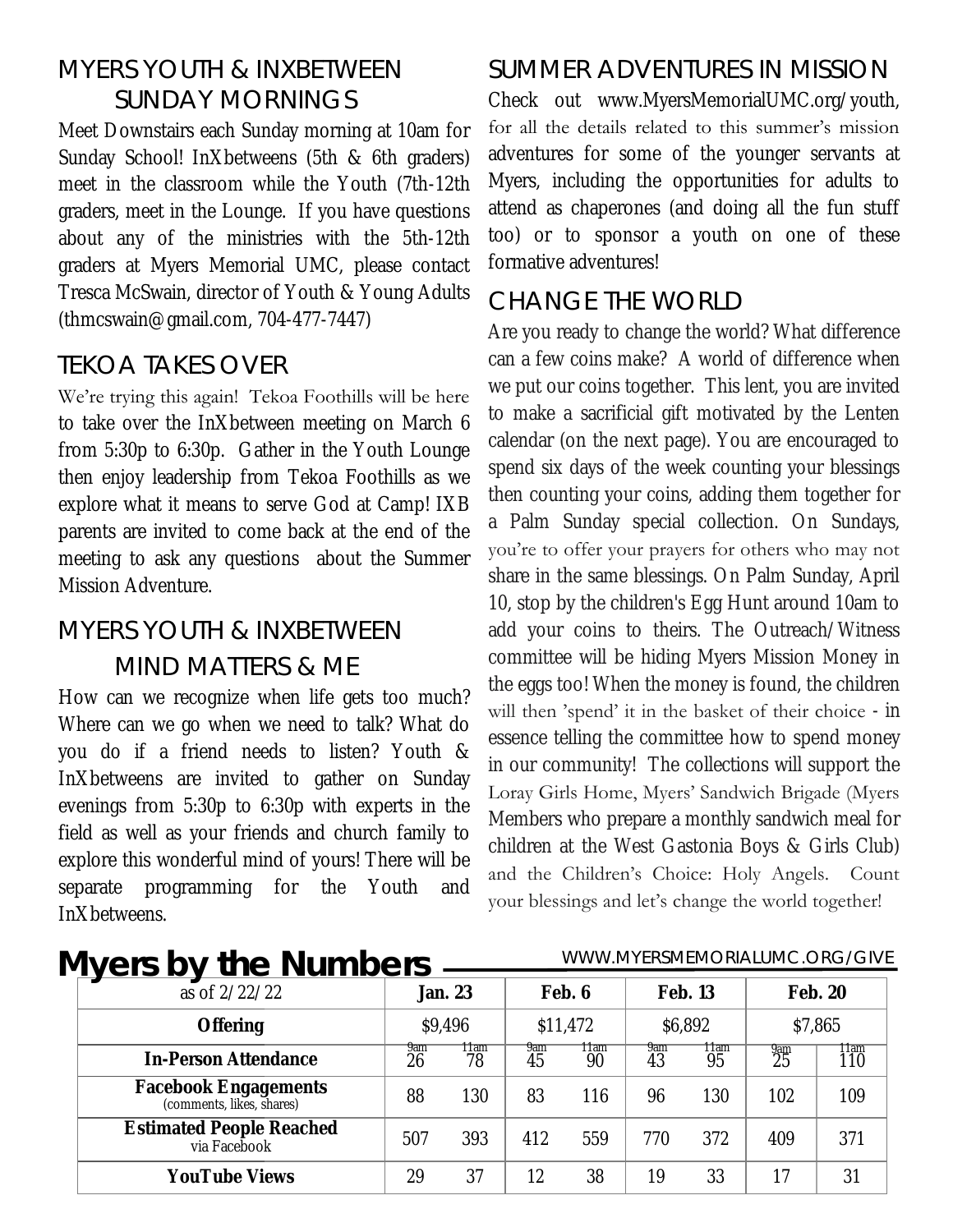## MYERS YOUTH & INXBETWEEN SUNDAY MORNINGS

Meet Downstairs each Sunday morning at 10am for Sunday School! InXbetweens (5th & 6th graders) meet in the classroom while the Youth (7th-12th graders, meet in the Lounge. If you have questions about any of the ministries with the 5th-12th graders at Myers Memorial UMC, please contact Tresca McSwain, director of Youth & Young Adults (thmcswain@gmail.com, 704-477-7447)

## TEKOA TAKES OVER

We're trying this again! Tekoa Foothills will be here to take over the InXbetween meeting on March 6 from 5:30p to 6:30p. Gather in the Youth Lounge then enjoy leadership from Tekoa Foothills as we explore what it means to serve God at Camp! IXB parents are invited to come back at the end of the meeting to ask any questions about the Summer Mission Adventure.

## MYERS YOUTH & INXBETWEEN MIND MATTERS & ME

How can we recognize when life gets too much? Where can we go when we need to talk? What do you do if a friend needs to listen? Youth & InXbetweens are invited to gather on Sunday evenings from 5:30p to 6:30p with experts in the field as well as your friends and church family to explore this wonderful mind of yours! There will be separate programming for the Youth and InXbetweens.

## SUMMER ADVENTURES IN MISSION

Check out www.MyersMemorialUMC.org/youth, for all the details related to this summer's mission adventures for some of the younger servants at Myers, including the opportunities for adults to attend as chaperones (and doing all the fun stuff too) or to sponsor a youth on one of these formative adventures!

## CHANGE THE WORLD

Are you ready to change the world? What difference can a few coins make? A world of difference when we put our coins together. This lent, you are invited to make a sacrificial gift motivated by the Lenten calendar (on the next page). You are encouraged to spend six days of the week counting your blessings then counting your coins, adding them together for a Palm Sunday special collection. On Sundays, you're to offer your prayers for others who may not share in the same blessings. On Palm Sunday, April 10, stop by the children's Egg Hunt around 10am to add your coins to theirs. The Outreach/Witness committee will be hiding Myers Mission Money in the eggs too! When the money is found, the children will then 'spend' it in the basket of their choice - in essence telling the committee how to spend money in our community! The collections will support the Loray Girls Home, Myers' Sandwich Brigade (Myers Members who prepare a monthly sandwich meal for children at the West Gastonia Boys & Girls Club) and the Children's Choice: Holy Angels. Count your blessings and let's change the world together!

# Myers by the Numbers

WWW.MYERSMEMORIALUMC.ORG/GIVE

| as of 2/22/22 | Jan. 23 | | Feb. 6 | | Feb. 13 | | Feb. 20 | |
|---|---|---|---|---|---|---|---|---|
| **Offering** | $9,496 | | $11,472 | | $6,892 | | $7,865 | |
| **In-Person Attendance** | 9am 26 | 11am 78 | 9am 45 | 11am 90 | 9am 43 | 11am 95 | 9am 25 | 11am 110 |
| **Facebook Engagements** (comments, likes, shares) | 88 | 130 | 83 | 116 | 96 | 130 | 102 | 109 |
| **Estimated People Reached** via Facebook | 507 | 393 | 412 | 559 | 770 | 372 | 409 | 371 |
| **YouTube Views** | 29 | 37 | 12 | 38 | 19 | 33 | 17 | 31 |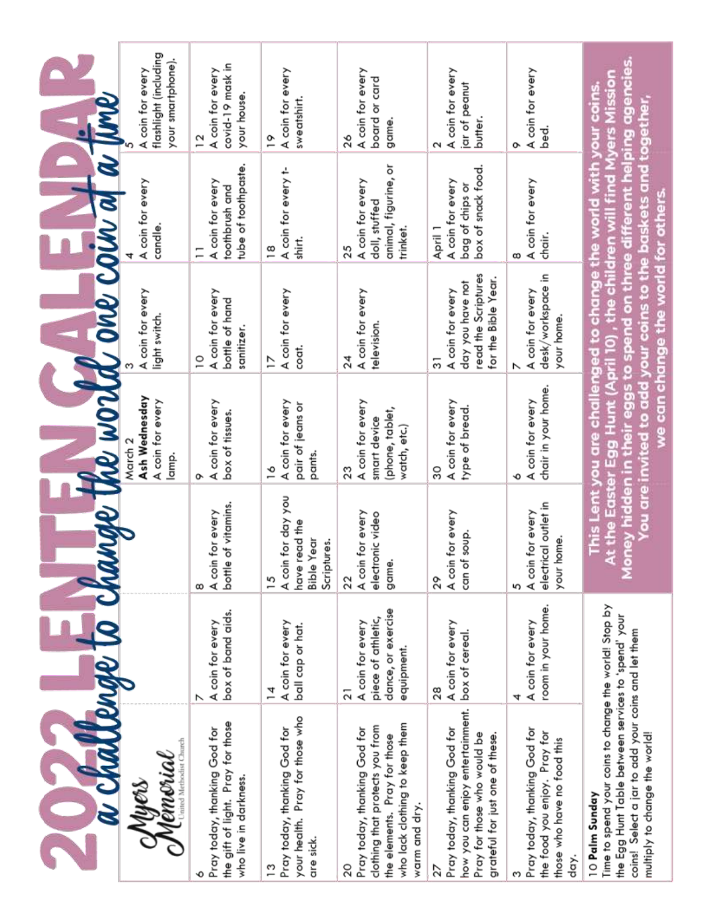# 2022 LENTEN CALENDAR

## a challenge to change the world one coin at a time

Myers Memorial United Methodist Church

| Sunday | Monday | Tuesday | Wednesday | Thursday | Friday | Saturday |
|---|---|---|---|---|---|---|
| | | | March 2 **Ash Wednesday** A coin for every lamp. | 3 A coin for every light switch. | 4 A coin for every candle. | 5 A coin for every flashlight (including your smartphone). |
| 6 Pray today, thanking God for the gift of light. Pray for those who live in darkness. | 7 A coin for every box of band aids. | 8 A coin for every bottle of vitamins. | 9 A coin for every box of tissues. | 10 A coin for every bottle of hand sanitizer. | 11 A coin for every toothbrush and tube of toothpaste. | 12 A coin for every covid-19 mask in your house. |
| 13 Pray today, thanking God for your health. Pray for those who are sick. | 14 A coin for every ball cap or hat. | 15 A coin for day you have read the Bible Year Scriptures. | 16 A coin for every pair of jeans or pants. | 17 A coin for every coat. | 18 A coin for every t-shirt. | 19 A coin for every sweatshirt. |
| 20 Pray today, thanking God for clothing that protects you from the elements. Pray for those who lack clothing to keep them warm and dry. | 21 A coin for every piece of athletic, dance, or exercise equipment. | 22 A coin for every electronic video game. | 23 A coin for every smart device (phone, tablet, watch, etc.) | 24 A coin for every television. | 25 A coin for every doll, stuffed animal, figurine, or trinket. | 26 A coin for every board or card game. |
| 27 Pray today, thanking God for how you can enjoy entertainment. Pray for those who would be grateful for just one of these. | 28 A coin for every box of cereal. | 29 A coin for every can of soup. | 30 A coin for every type of bread. | 31 A coin for every day you have not read the Scriptures for the Bible Year. | April 1 A coin for every bag of chips or box of snack food. | 2 A coin for every jar of peanut butter. |
| 3 Pray today, thanking God for the food you enjoy. Pray for those who have no food this day. | 4 A coin for every room in your home. | 5 A coin for every electrical outlet in your home. | 6 A coin for every chair in your home. | 7 A coin for every desk/workspace in your home. | 8 A coin for every chair. | 9 A coin for every bed. |

10 **Palm Sunday**
Time to spend your coins to change the world! Stop by the Egg Hunt Table between services to 'spend' your coins! Select a jar to add your coins and let them multiply to change the world!

**This Lent you are challenged to change the world with your coins. At the Easter Egg Hunt (April 10), the children will find Myers Mission Money hidden in their eggs to spend on three different helping agencies. You are invited to add your coins to the baskets and together, we can change the world for others.**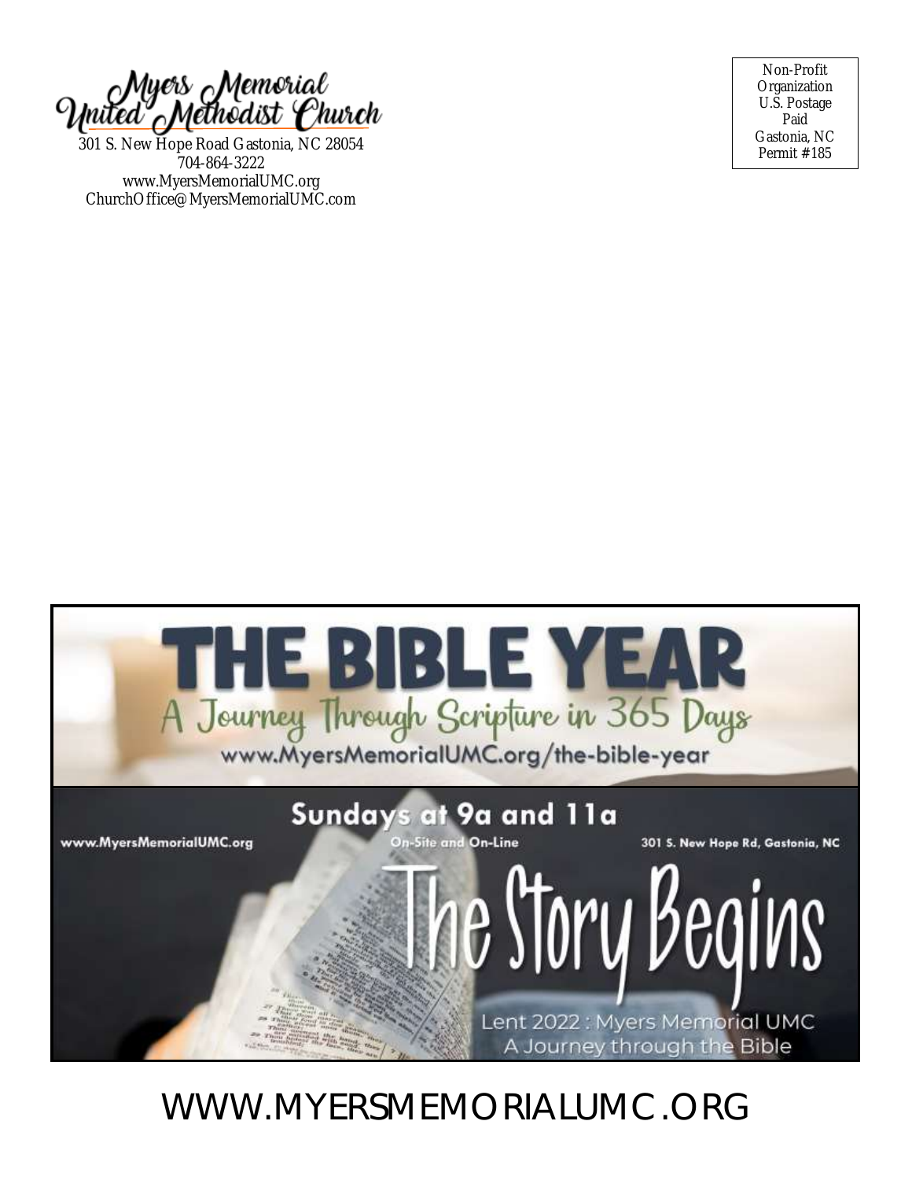Myers Memorial United Methodist Church

301 S. New Hope Road Gastonia, NC 28054
704-864-3222
www.MyersMemorialUMC.org
ChurchOffice@MyersMemorialUMC.com

Non-Profit Organization
U.S. Postage
Paid
Gastonia, NC
Permit #185

# THE BIBLE YEAR

A Journey Through Scripture in 365 Days

www.MyersMemorialUMC.org/the-bible-year

Sundays at 9a and 11a

On-Site and On-Line

www.MyersMemorialUMC.org

301 S. New Hope Rd, Gastonia, NC

# The Story Begins

Lent 2022 : Myers Memorial UMC
A Journey through the Bible

WWW.MYERSMEMORIALUMC.ORG